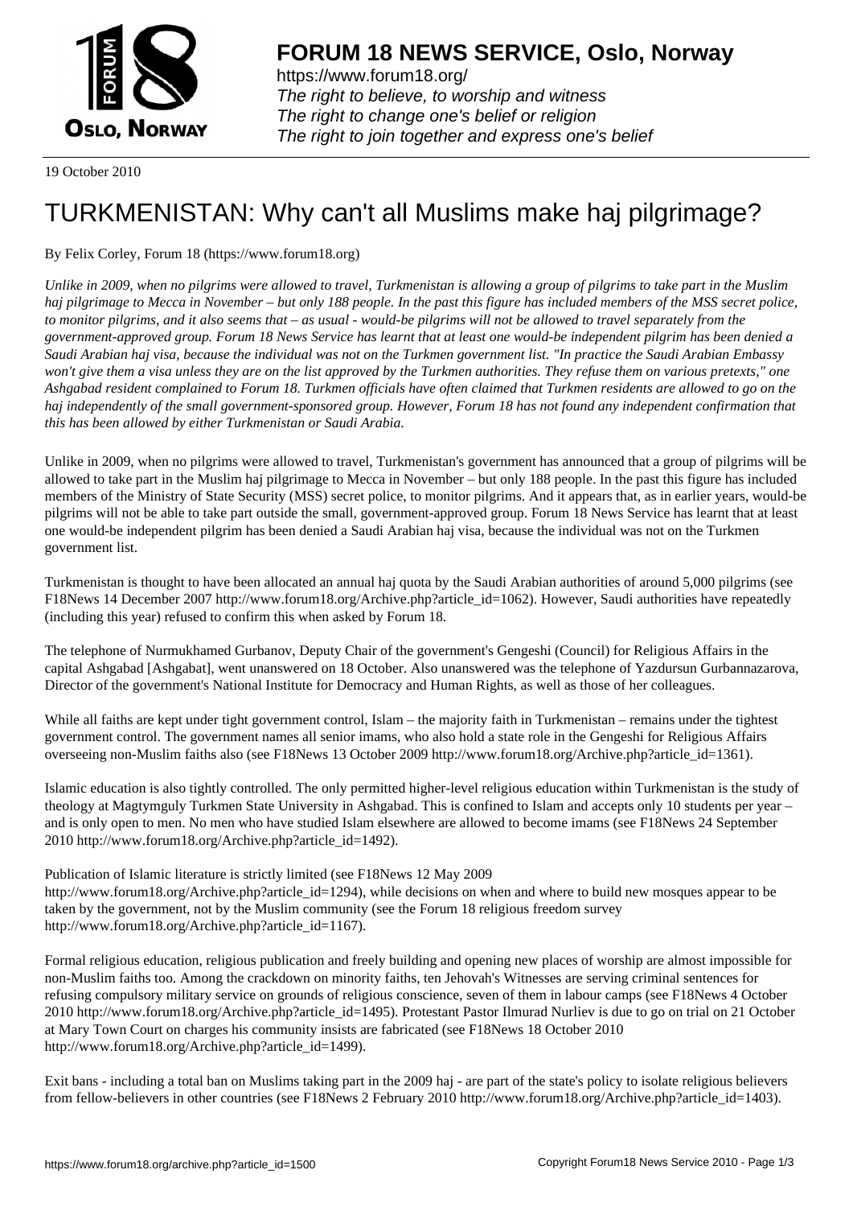# FORUM 18 NEWS SERVICE, Oslo, Norway

https://www.forum18.org/
*The right to believe, to worship and witness*
*The right to change one's belief or religion*
*The right to join together and express one's belief*

19 October 2010

# TURKMENISTAN: Why can't all Muslims make haj pilgrimage?

By Felix Corley, Forum 18 (https://www.forum18.org)

*Unlike in 2009, when no pilgrims were allowed to travel, Turkmenistan is allowing a group of pilgrims to take part in the Muslim haj pilgrimage to Mecca in November – but only 188 people. In the past this figure has included members of the MSS secret police, to monitor pilgrims, and it also seems that – as usual - would-be pilgrims will not be allowed to travel separately from the government-approved group. Forum 18 News Service has learnt that at least one would-be independent pilgrim has been denied a Saudi Arabian haj visa, because the individual was not on the Turkmen government list. "In practice the Saudi Arabian Embassy won't give them a visa unless they are on the list approved by the Turkmen authorities. They refuse them on various pretexts," one Ashgabad resident complained to Forum 18. Turkmen officials have often claimed that Turkmen residents are allowed to go on the haj independently of the small government-sponsored group. However, Forum 18 has not found any independent confirmation that this has been allowed by either Turkmenistan or Saudi Arabia.*

Unlike in 2009, when no pilgrims were allowed to travel, Turkmenistan's government has announced that a group of pilgrims will be allowed to take part in the Muslim haj pilgrimage to Mecca in November – but only 188 people. In the past this figure has included members of the Ministry of State Security (MSS) secret police, to monitor pilgrims. And it appears that, as in earlier years, would-be pilgrims will not be able to take part outside the small, government-approved group. Forum 18 News Service has learnt that at least one would-be independent pilgrim has been denied a Saudi Arabian haj visa, because the individual was not on the Turkmen government list.

Turkmenistan is thought to have been allocated an annual haj quota by the Saudi Arabian authorities of around 5,000 pilgrims (see F18News 14 December 2007 http://www.forum18.org/Archive.php?article_id=1062). However, Saudi authorities have repeatedly (including this year) refused to confirm this when asked by Forum 18.

The telephone of Nurmukhamed Gurbanov, Deputy Chair of the government's Gengeshi (Council) for Religious Affairs in the capital Ashgabad [Ashgabat], went unanswered on 18 October. Also unanswered was the telephone of Yazdursun Gurbannazarova, Director of the government's National Institute for Democracy and Human Rights, as well as those of her colleagues.

While all faiths are kept under tight government control, Islam – the majority faith in Turkmenistan – remains under the tightest government control. The government names all senior imams, who also hold a state role in the Gengeshi for Religious Affairs overseeing non-Muslim faiths also (see F18News 13 October 2009 http://www.forum18.org/Archive.php?article_id=1361).

Islamic education is also tightly controlled. The only permitted higher-level religious education within Turkmenistan is the study of theology at Magtymguly Turkmen State University in Ashgabad. This is confined to Islam and accepts only 10 students per year – and is only open to men. No men who have studied Islam elsewhere are allowed to become imams (see F18News 24 September 2010 http://www.forum18.org/Archive.php?article_id=1492).

Publication of Islamic literature is strictly limited (see F18News 12 May 2009 http://www.forum18.org/Archive.php?article_id=1294), while decisions on when and where to build new mosques appear to be taken by the government, not by the Muslim community (see the Forum 18 religious freedom survey http://www.forum18.org/Archive.php?article_id=1167).

Formal religious education, religious publication and freely building and opening new places of worship are almost impossible for non-Muslim faiths too. Among the crackdown on minority faiths, ten Jehovah's Witnesses are serving criminal sentences for refusing compulsory military service on grounds of religious conscience, seven of them in labour camps (see F18News 4 October 2010 http://www.forum18.org/Archive.php?article_id=1495). Protestant Pastor Ilmurad Nurliev is due to go on trial on 21 October at Mary Town Court on charges his community insists are fabricated (see F18News 18 October 2010 http://www.forum18.org/Archive.php?article_id=1499).

Exit bans - including a total ban on Muslims taking part in the 2009 haj - are part of the state's policy to isolate religious believers from fellow-believers in other countries (see F18News 2 February 2010 http://www.forum18.org/Archive.php?article_id=1403).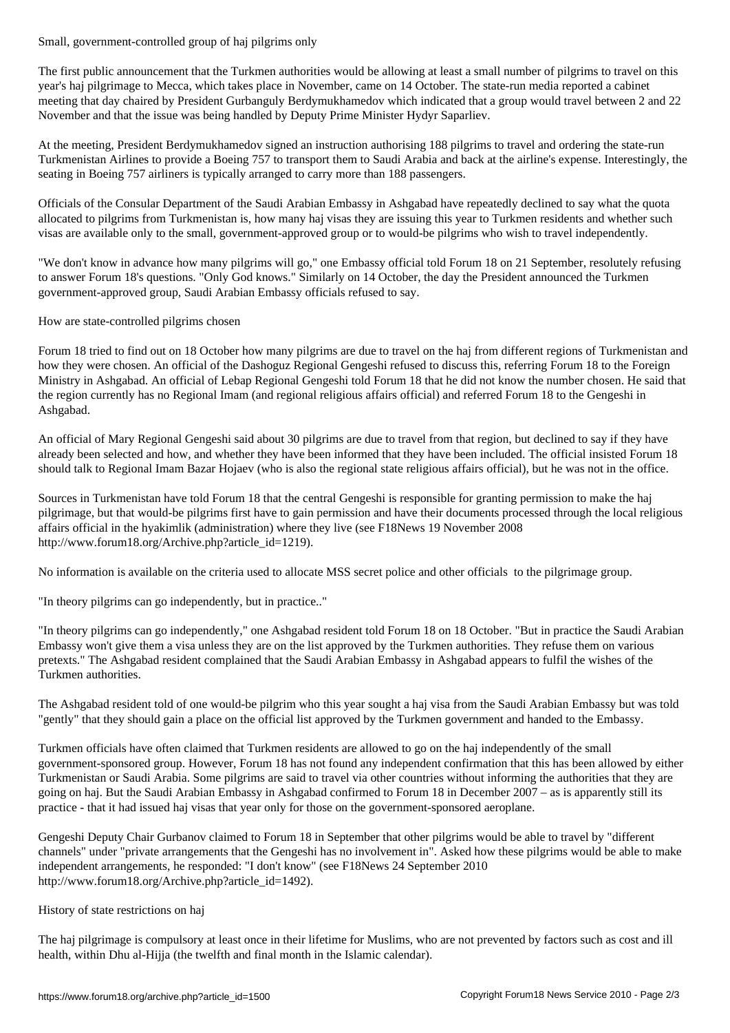Small, government-controlled group of haj pilgrims only

The first public announcement that the Turkmen authorities would be allowing at least a small number of pilgrims to travel on this year's haj pilgrimage to Mecca, which takes place in November, came on 14 October. The state-run media reported a cabinet meeting that day chaired by President Gurbanguly Berdymukhamedov which indicated that a group would travel between 2 and 22 November and that the issue was being handled by Deputy Prime Minister Hydyr Saparliev.

At the meeting, President Berdymukhamedov signed an instruction authorising 188 pilgrims to travel and ordering the state-run Turkmenistan Airlines to provide a Boeing 757 to transport them to Saudi Arabia and back at the airline's expense. Interestingly, the seating in Boeing 757 airliners is typically arranged to carry more than 188 passengers.

Officials of the Consular Department of the Saudi Arabian Embassy in Ashgabad have repeatedly declined to say what the quota allocated to pilgrims from Turkmenistan is, how many haj visas they are issuing this year to Turkmen residents and whether such visas are available only to the small, government-approved group or to would-be pilgrims who wish to travel independently.

"We don't know in advance how many pilgrims will go," one Embassy official told Forum 18 on 21 September, resolutely refusing to answer Forum 18's questions. "Only God knows." Similarly on 14 October, the day the President announced the Turkmen government-approved group, Saudi Arabian Embassy officials refused to say.

How are state-controlled pilgrims chosen

Forum 18 tried to find out on 18 October how many pilgrims are due to travel on the haj from different regions of Turkmenistan and how they were chosen. An official of the Dashoguz Regional Gengeshi refused to discuss this, referring Forum 18 to the Foreign Ministry in Ashgabad. An official of Lebap Regional Gengeshi told Forum 18 that he did not know the number chosen. He said that the region currently has no Regional Imam (and regional religious affairs official) and referred Forum 18 to the Gengeshi in Ashgabad.

An official of Mary Regional Gengeshi said about 30 pilgrims are due to travel from that region, but declined to say if they have already been selected and how, and whether they have been informed that they have been included. The official insisted Forum 18 should talk to Regional Imam Bazar Hojaev (who is also the regional state religious affairs official), but he was not in the office.

Sources in Turkmenistan have told Forum 18 that the central Gengeshi is responsible for granting permission to make the haj pilgrimage, but that would-be pilgrims first have to gain permission and have their documents processed through the local religious affairs official in the hyakimlik (administration) where they live (see F18News 19 November 2008 http://www.forum18.org/Archive.php?article_id=1219).

No information is available on the criteria used to allocate MSS secret police and other officials to the pilgrimage group.

"In theory pilgrims can go independently, but in practice.."

"In theory pilgrims can go independently," one Ashgabad resident told Forum 18 on 18 October. "But in practice the Saudi Arabian Embassy won't give them a visa unless they are on the list approved by the Turkmen authorities. They refuse them on various pretexts." The Ashgabad resident complained that the Saudi Arabian Embassy in Ashgabad appears to fulfil the wishes of the Turkmen authorities.

The Ashgabad resident told of one would-be pilgrim who this year sought a haj visa from the Saudi Arabian Embassy but was told "gently" that they should gain a place on the official list approved by the Turkmen government and handed to the Embassy.

Turkmen officials have often claimed that Turkmen residents are allowed to go on the haj independently of the small government-sponsored group. However, Forum 18 has not found any independent confirmation that this has been allowed by either Turkmenistan or Saudi Arabia. Some pilgrims are said to travel via other countries without informing the authorities that they are going on haj. But the Saudi Arabian Embassy in Ashgabad confirmed to Forum 18 in December 2007 – as is apparently still its practice - that it had issued haj visas that year only for those on the government-sponsored aeroplane.

Gengeshi Deputy Chair Gurbanov claimed to Forum 18 in September that other pilgrims would be able to travel by "different channels" under "private arrangements that the Gengeshi has no involvement in". Asked how these pilgrims would be able to make independent arrangements, he responded: "I don't know" (see F18News 24 September 2010 http://www.forum18.org/Archive.php?article_id=1492).

History of state restrictions on haj

The haj pilgrimage is compulsory at least once in their lifetime for Muslims, who are not prevented by factors such as cost and ill health, within Dhu al-Hijja (the twelfth and final month in the Islamic calendar).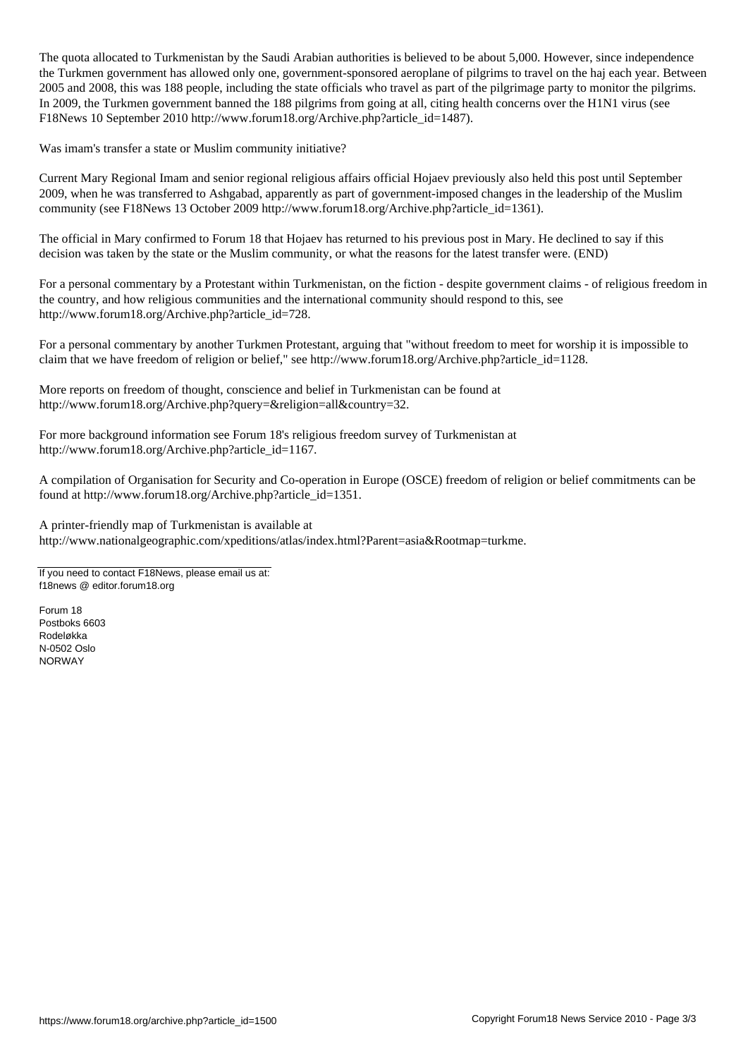The quota allocated to Turkmenistan by the Saudi Arabian authorities is believed to be about 5,000. However, since independence the Turkmen government has allowed only one, government-sponsored aeroplane of pilgrims to travel on the haj each year. Between 2005 and 2008, this was 188 people, including the state officials who travel as part of the pilgrimage party to monitor the pilgrims. In 2009, the Turkmen government banned the 188 pilgrims from going at all, citing health concerns over the H1N1 virus (see F18News 10 September 2010 http://www.forum18.org/Archive.php?article_id=1487).

Was imam's transfer a state or Muslim community initiative?

Current Mary Regional Imam and senior regional religious affairs official Hojaev previously also held this post until September 2009, when he was transferred to Ashgabad, apparently as part of government-imposed changes in the leadership of the Muslim community (see F18News 13 October 2009 http://www.forum18.org/Archive.php?article_id=1361).

The official in Mary confirmed to Forum 18 that Hojaev has returned to his previous post in Mary. He declined to say if this decision was taken by the state or the Muslim community, or what the reasons for the latest transfer were. (END)

For a personal commentary by a Protestant within Turkmenistan, on the fiction - despite government claims - of religious freedom in the country, and how religious communities and the international community should respond to this, see http://www.forum18.org/Archive.php?article_id=728.

For a personal commentary by another Turkmen Protestant, arguing that "without freedom to meet for worship it is impossible to claim that we have freedom of religion or belief," see http://www.forum18.org/Archive.php?article_id=1128.

More reports on freedom of thought, conscience and belief in Turkmenistan can be found at http://www.forum18.org/Archive.php?query=&religion=all&country=32.

For more background information see Forum 18's religious freedom survey of Turkmenistan at http://www.forum18.org/Archive.php?article_id=1167.

A compilation of Organisation for Security and Co-operation in Europe (OSCE) freedom of religion or belief commitments can be found at http://www.forum18.org/Archive.php?article_id=1351.

A printer-friendly map of Turkmenistan is available at http://www.nationalgeographic.com/xpeditions/atlas/index.html?Parent=asia&Rootmap=turkme.

If you need to contact F18News, please email us at:
f18news @ editor.forum18.org

Forum 18
Postboks 6603
Rodeløkka
N-0502 Oslo
NORWAY